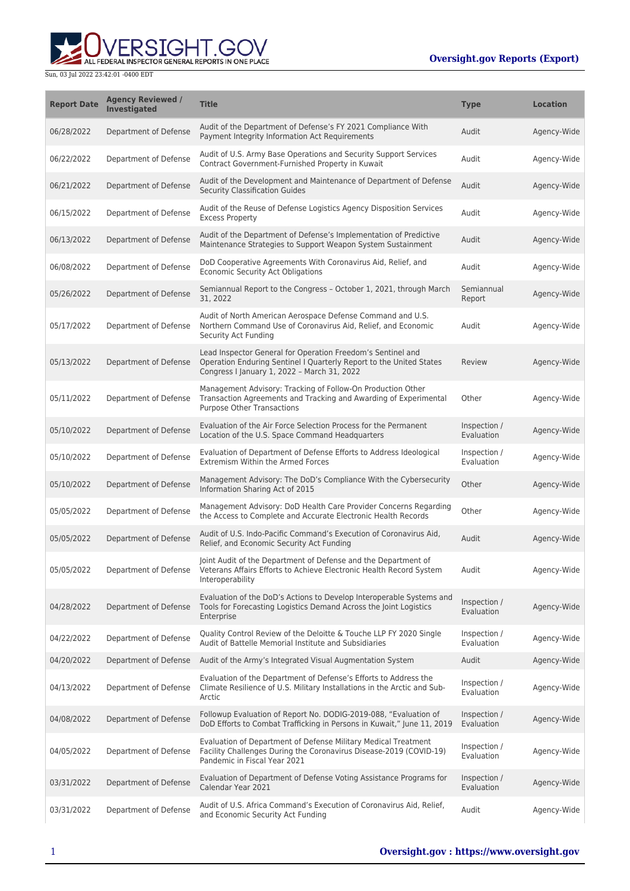Sun, 03 Jul 2022 23:42:01 -0400 EDT

**Oversight.gov Reports (Export)**

| Report Date | Agency Reviewed / Investigated | Title | Type | Location |
| --- | --- | --- | --- | --- |
| 06/28/2022 | Department of Defense | Audit of the Department of Defense's FY 2021 Compliance With Payment Integrity Information Act Requirements | Audit | Agency-Wide |
| 06/22/2022 | Department of Defense | Audit of U.S. Army Base Operations and Security Support Services Contract Government-Furnished Property in Kuwait | Audit | Agency-Wide |
| 06/21/2022 | Department of Defense | Audit of the Development and Maintenance of Department of Defense Security Classification Guides | Audit | Agency-Wide |
| 06/15/2022 | Department of Defense | Audit of the Reuse of Defense Logistics Agency Disposition Services Excess Property | Audit | Agency-Wide |
| 06/13/2022 | Department of Defense | Audit of the Department of Defense's Implementation of Predictive Maintenance Strategies to Support Weapon System Sustainment | Audit | Agency-Wide |
| 06/08/2022 | Department of Defense | DoD Cooperative Agreements With Coronavirus Aid, Relief, and Economic Security Act Obligations | Audit | Agency-Wide |
| 05/26/2022 | Department of Defense | Semiannual Report to the Congress – October 1, 2021, through March 31, 2022 | Semiannual Report | Agency-Wide |
| 05/17/2022 | Department of Defense | Audit of North American Aerospace Defense Command and U.S. Northern Command Use of Coronavirus Aid, Relief, and Economic Security Act Funding | Audit | Agency-Wide |
| 05/13/2022 | Department of Defense | Lead Inspector General for Operation Freedom's Sentinel and Operation Enduring Sentinel I Quarterly Report to the United States Congress I January 1, 2022 – March 31, 2022 | Review | Agency-Wide |
| 05/11/2022 | Department of Defense | Management Advisory: Tracking of Follow-On Production Other Transaction Agreements and Tracking and Awarding of Experimental Purpose Other Transactions | Other | Agency-Wide |
| 05/10/2022 | Department of Defense | Evaluation of the Air Force Selection Process for the Permanent Location of the U.S. Space Command Headquarters | Inspection / Evaluation | Agency-Wide |
| 05/10/2022 | Department of Defense | Evaluation of Department of Defense Efforts to Address Ideological Extremism Within the Armed Forces | Inspection / Evaluation | Agency-Wide |
| 05/10/2022 | Department of Defense | Management Advisory: The DoD's Compliance With the Cybersecurity Information Sharing Act of 2015 | Other | Agency-Wide |
| 05/05/2022 | Department of Defense | Management Advisory: DoD Health Care Provider Concerns Regarding the Access to Complete and Accurate Electronic Health Records | Other | Agency-Wide |
| 05/05/2022 | Department of Defense | Audit of U.S. Indo-Pacific Command's Execution of Coronavirus Aid, Relief, and Economic Security Act Funding | Audit | Agency-Wide |
| 05/05/2022 | Department of Defense | Joint Audit of the Department of Defense and the Department of Veterans Affairs Efforts to Achieve Electronic Health Record System Interoperability | Audit | Agency-Wide |
| 04/28/2022 | Department of Defense | Evaluation of the DoD's Actions to Develop Interoperable Systems and Tools for Forecasting Logistics Demand Across the Joint Logistics Enterprise | Inspection / Evaluation | Agency-Wide |
| 04/22/2022 | Department of Defense | Quality Control Review of the Deloitte & Touche LLP FY 2020 Single Audit of Battelle Memorial Institute and Subsidiaries | Inspection / Evaluation | Agency-Wide |
| 04/20/2022 | Department of Defense | Audit of the Army's Integrated Visual Augmentation System | Audit | Agency-Wide |
| 04/13/2022 | Department of Defense | Evaluation of the Department of Defense's Efforts to Address the Climate Resilience of U.S. Military Installations in the Arctic and Sub-Arctic | Inspection / Evaluation | Agency-Wide |
| 04/08/2022 | Department of Defense | Followup Evaluation of Report No. DODIG-2019-088, "Evaluation of DoD Efforts to Combat Trafficking in Persons in Kuwait," June 11, 2019 | Inspection / Evaluation | Agency-Wide |
| 04/05/2022 | Department of Defense | Evaluation of Department of Defense Military Medical Treatment Facility Challenges During the Coronavirus Disease-2019 (COVID-19) Pandemic in Fiscal Year 2021 | Inspection / Evaluation | Agency-Wide |
| 03/31/2022 | Department of Defense | Evaluation of Department of Defense Voting Assistance Programs for Calendar Year 2021 | Inspection / Evaluation | Agency-Wide |
| 03/31/2022 | Department of Defense | Audit of U.S. Africa Command's Execution of Coronavirus Aid, Relief, and Economic Security Act Funding | Audit | Agency-Wide |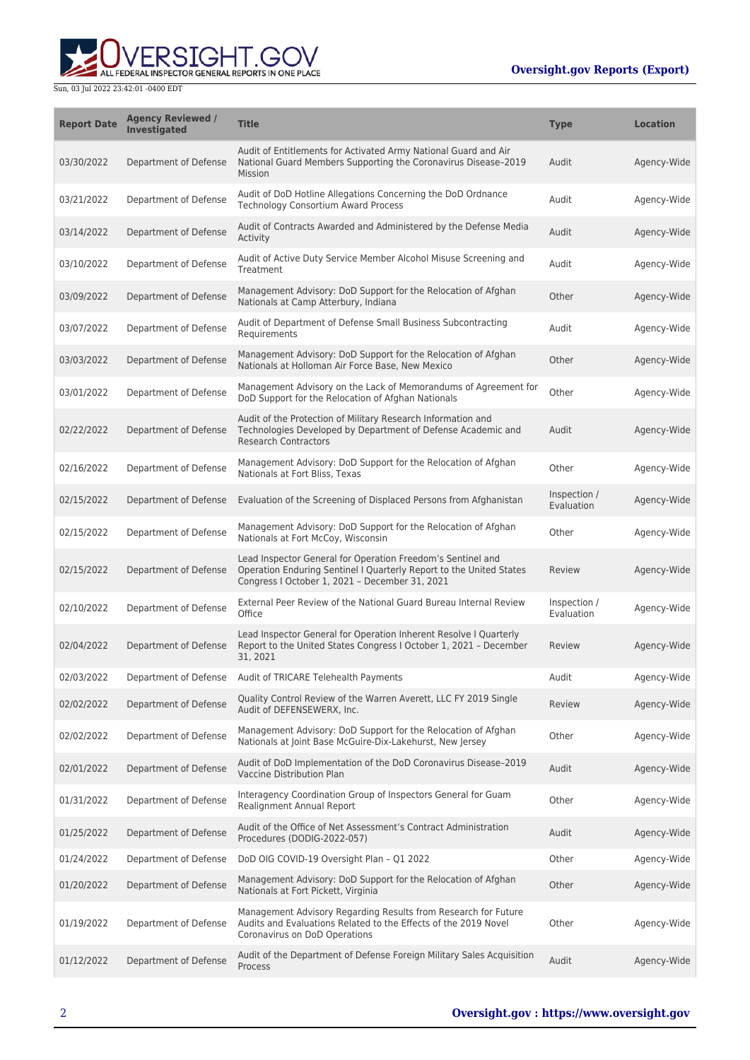| Report Date | Agency Reviewed / Investigated | Title | Type | Location |
| --- | --- | --- | --- | --- |
| 03/30/2022 | Department of Defense | Audit of Entitlements for Activated Army National Guard and Air National Guard Members Supporting the Coronavirus Disease–2019 Mission | Audit | Agency-Wide |
| 03/21/2022 | Department of Defense | Audit of DoD Hotline Allegations Concerning the DoD Ordnance Technology Consortium Award Process | Audit | Agency-Wide |
| 03/14/2022 | Department of Defense | Audit of Contracts Awarded and Administered by the Defense Media Activity | Audit | Agency-Wide |
| 03/10/2022 | Department of Defense | Audit of Active Duty Service Member Alcohol Misuse Screening and Treatment | Audit | Agency-Wide |
| 03/09/2022 | Department of Defense | Management Advisory: DoD Support for the Relocation of Afghan Nationals at Camp Atterbury, Indiana | Other | Agency-Wide |
| 03/07/2022 | Department of Defense | Audit of Department of Defense Small Business Subcontracting Requirements | Audit | Agency-Wide |
| 03/03/2022 | Department of Defense | Management Advisory: DoD Support for the Relocation of Afghan Nationals at Holloman Air Force Base, New Mexico | Other | Agency-Wide |
| 03/01/2022 | Department of Defense | Management Advisory on the Lack of Memorandums of Agreement for DoD Support for the Relocation of Afghan Nationals | Other | Agency-Wide |
| 02/22/2022 | Department of Defense | Audit of the Protection of Military Research Information and Technologies Developed by Department of Defense Academic and Research Contractors | Audit | Agency-Wide |
| 02/16/2022 | Department of Defense | Management Advisory: DoD Support for the Relocation of Afghan Nationals at Fort Bliss, Texas | Other | Agency-Wide |
| 02/15/2022 | Department of Defense | Evaluation of the Screening of Displaced Persons from Afghanistan | Inspection / Evaluation | Agency-Wide |
| 02/15/2022 | Department of Defense | Management Advisory: DoD Support for the Relocation of Afghan Nationals at Fort McCoy, Wisconsin | Other | Agency-Wide |
| 02/15/2022 | Department of Defense | Lead Inspector General for Operation Freedom's Sentinel and Operation Enduring Sentinel I Quarterly Report to the United States Congress I October 1, 2021 – December 31, 2021 | Review | Agency-Wide |
| 02/10/2022 | Department of Defense | External Peer Review of the National Guard Bureau Internal Review Office | Inspection / Evaluation | Agency-Wide |
| 02/04/2022 | Department of Defense | Lead Inspector General for Operation Inherent Resolve I Quarterly Report to the United States Congress I October 1, 2021 – December 31, 2021 | Review | Agency-Wide |
| 02/03/2022 | Department of Defense | Audit of TRICARE Telehealth Payments | Audit | Agency-Wide |
| 02/02/2022 | Department of Defense | Quality Control Review of the Warren Averett, LLC FY 2019 Single Audit of DEFENSEWERX, Inc. | Review | Agency-Wide |
| 02/02/2022 | Department of Defense | Management Advisory: DoD Support for the Relocation of Afghan Nationals at Joint Base McGuire-Dix-Lakehurst, New Jersey | Other | Agency-Wide |
| 02/01/2022 | Department of Defense | Audit of DoD Implementation of the DoD Coronavirus Disease–2019 Vaccine Distribution Plan | Audit | Agency-Wide |
| 01/31/2022 | Department of Defense | Interagency Coordination Group of Inspectors General for Guam Realignment Annual Report | Other | Agency-Wide |
| 01/25/2022 | Department of Defense | Audit of the Office of Net Assessment's Contract Administration Procedures (DODIG-2022-057) | Audit | Agency-Wide |
| 01/24/2022 | Department of Defense | DoD OIG COVID-19 Oversight Plan – Q1 2022 | Other | Agency-Wide |
| 01/20/2022 | Department of Defense | Management Advisory: DoD Support for the Relocation of Afghan Nationals at Fort Pickett, Virginia | Other | Agency-Wide |
| 01/19/2022 | Department of Defense | Management Advisory Regarding Results from Research for Future Audits and Evaluations Related to the Effects of the 2019 Novel Coronavirus on DoD Operations | Other | Agency-Wide |
| 01/12/2022 | Department of Defense | Audit of the Department of Defense Foreign Military Sales Acquisition Process | Audit | Agency-Wide |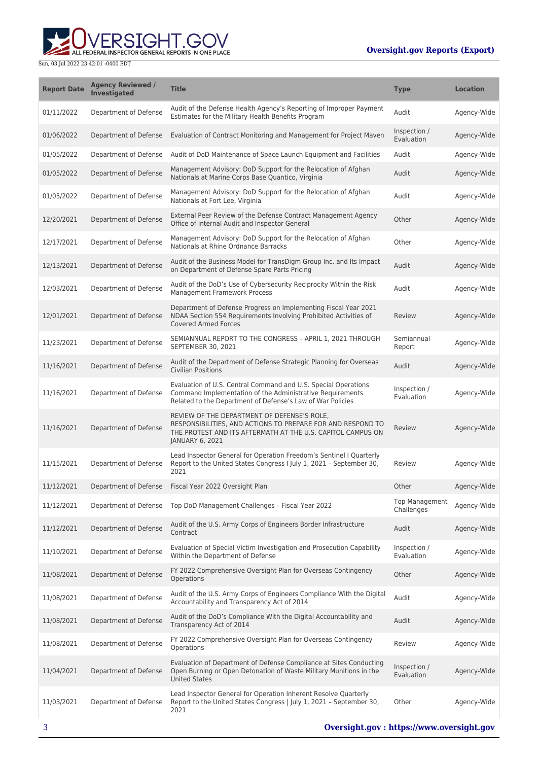| Report Date | Agency Reviewed / Investigated | Title | Type | Location |
| --- | --- | --- | --- | --- |
| 01/11/2022 | Department of Defense | Audit of the Defense Health Agency's Reporting of Improper Payment Estimates for the Military Health Benefits Program | Audit | Agency-Wide |
| 01/06/2022 | Department of Defense | Evaluation of Contract Monitoring and Management for Project Maven | Inspection / Evaluation | Agency-Wide |
| 01/05/2022 | Department of Defense | Audit of DoD Maintenance of Space Launch Equipment and Facilities | Audit | Agency-Wide |
| 01/05/2022 | Department of Defense | Management Advisory: DoD Support for the Relocation of Afghan Nationals at Marine Corps Base Quantico, Virginia | Audit | Agency-Wide |
| 01/05/2022 | Department of Defense | Management Advisory: DoD Support for the Relocation of Afghan Nationals at Fort Lee, Virginia | Audit | Agency-Wide |
| 12/20/2021 | Department of Defense | External Peer Review of the Defense Contract Management Agency Office of Internal Audit and Inspector General | Other | Agency-Wide |
| 12/17/2021 | Department of Defense | Management Advisory: DoD Support for the Relocation of Afghan Nationals at Rhine Ordnance Barracks | Other | Agency-Wide |
| 12/13/2021 | Department of Defense | Audit of the Business Model for TransDigm Group Inc. and Its Impact on Department of Defense Spare Parts Pricing | Audit | Agency-Wide |
| 12/03/2021 | Department of Defense | Audit of the DoD's Use of Cybersecurity Reciprocity Within the Risk Management Framework Process | Audit | Agency-Wide |
| 12/01/2021 | Department of Defense | Department of Defense Progress on Implementing Fiscal Year 2021 NDAA Section 554 Requirements Involving Prohibited Activities of Covered Armed Forces | Review | Agency-Wide |
| 11/23/2021 | Department of Defense | SEMIANNUAL REPORT TO THE CONGRESS – APRIL 1, 2021 THROUGH SEPTEMBER 30, 2021 | Semiannual Report | Agency-Wide |
| 11/16/2021 | Department of Defense | Audit of the Department of Defense Strategic Planning for Overseas Civilian Positions | Audit | Agency-Wide |
| 11/16/2021 | Department of Defense | Evaluation of U.S. Central Command and U.S. Special Operations Command Implementation of the Administrative Requirements Related to the Department of Defense's Law of War Policies | Inspection / Evaluation | Agency-Wide |
| 11/16/2021 | Department of Defense | REVIEW OF THE DEPARTMENT OF DEFENSE'S ROLE, RESPONSIBILITIES, AND ACTIONS TO PREPARE FOR AND RESPOND TO THE PROTEST AND ITS AFTERMATH AT THE U.S. CAPITOL CAMPUS ON JANUARY 6, 2021 | Review | Agency-Wide |
| 11/15/2021 | Department of Defense | Lead Inspector General for Operation Freedom's Sentinel I Quarterly Report to the United States Congress I July 1, 2021 – September 30, 2021 | Review | Agency-Wide |
| 11/12/2021 | Department of Defense | Fiscal Year 2022 Oversight Plan | Other | Agency-Wide |
| 11/12/2021 | Department of Defense | Top DoD Management Challenges – Fiscal Year 2022 | Top Management Challenges | Agency-Wide |
| 11/12/2021 | Department of Defense | Audit of the U.S. Army Corps of Engineers Border Infrastructure Contract | Audit | Agency-Wide |
| 11/10/2021 | Department of Defense | Evaluation of Special Victim Investigation and Prosecution Capability Within the Department of Defense | Inspection / Evaluation | Agency-Wide |
| 11/08/2021 | Department of Defense | FY 2022 Comprehensive Oversight Plan for Overseas Contingency Operations | Other | Agency-Wide |
| 11/08/2021 | Department of Defense | Audit of the U.S. Army Corps of Engineers Compliance With the Digital Accountability and Transparency Act of 2014 | Audit | Agency-Wide |
| 11/08/2021 | Department of Defense | Audit of the DoD's Compliance With the Digital Accountability and Transparency Act of 2014 | Audit | Agency-Wide |
| 11/08/2021 | Department of Defense | FY 2022 Comprehensive Oversight Plan for Overseas Contingency Operations | Review | Agency-Wide |
| 11/04/2021 | Department of Defense | Evaluation of Department of Defense Compliance at Sites Conducting Open Burning or Open Detonation of Waste Military Munitions in the United States | Inspection / Evaluation | Agency-Wide |
| 11/03/2021 | Department of Defense | Lead Inspector General for Operation Inherent Resolve Quarterly Report to the United States Congress \| July 1, 2021 – September 30, 2021 | Other | Agency-Wide |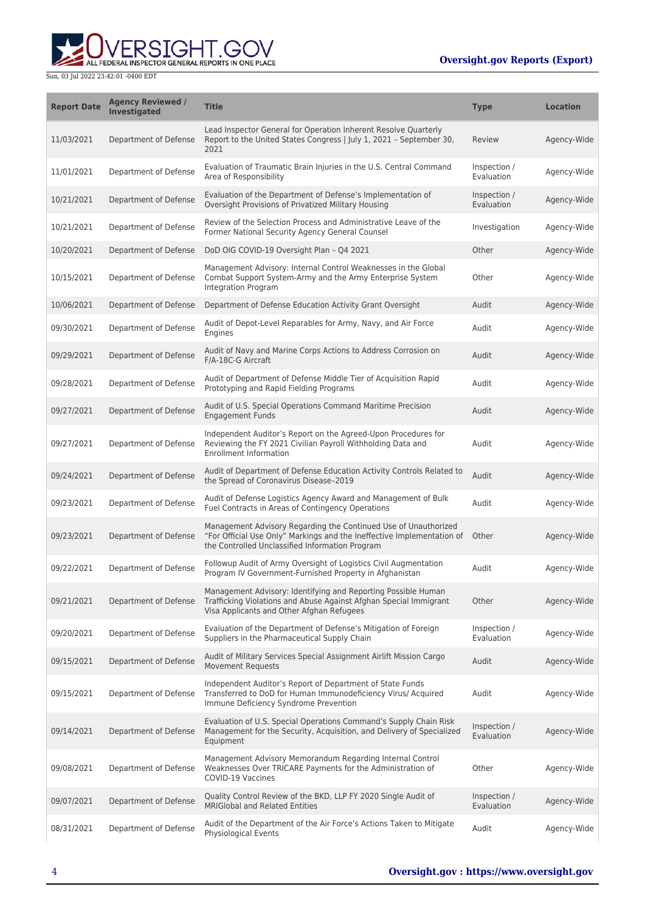| Report Date | Agency Reviewed / Investigated | Title | Type | Location |
| --- | --- | --- | --- | --- |
| 11/03/2021 | Department of Defense | Lead Inspector General for Operation Inherent Resolve Quarterly Report to the United States Congress \| July 1, 2021 – September 30, 2021 | Review | Agency-Wide |
| 11/01/2021 | Department of Defense | Evaluation of Traumatic Brain Injuries in the U.S. Central Command Area of Responsibility | Inspection / Evaluation | Agency-Wide |
| 10/21/2021 | Department of Defense | Evaluation of the Department of Defense's Implementation of Oversight Provisions of Privatized Military Housing | Inspection / Evaluation | Agency-Wide |
| 10/21/2021 | Department of Defense | Review of the Selection Process and Administrative Leave of the Former National Security Agency General Counsel | Investigation | Agency-Wide |
| 10/20/2021 | Department of Defense | DoD OIG COVID-19 Oversight Plan – Q4 2021 | Other | Agency-Wide |
| 10/15/2021 | Department of Defense | Management Advisory: Internal Control Weaknesses in the Global Combat Support System-Army and the Army Enterprise System Integration Program | Other | Agency-Wide |
| 10/06/2021 | Department of Defense | Department of Defense Education Activity Grant Oversight | Audit | Agency-Wide |
| 09/30/2021 | Department of Defense | Audit of Depot-Level Reparables for Army, Navy, and Air Force Engines | Audit | Agency-Wide |
| 09/29/2021 | Department of Defense | Audit of Navy and Marine Corps Actions to Address Corrosion on F/A-18C-G Aircraft | Audit | Agency-Wide |
| 09/28/2021 | Department of Defense | Audit of Department of Defense Middle Tier of Acquisition Rapid Prototyping and Rapid Fielding Programs | Audit | Agency-Wide |
| 09/27/2021 | Department of Defense | Audit of U.S. Special Operations Command Maritime Precision Engagement Funds | Audit | Agency-Wide |
| 09/27/2021 | Department of Defense | Independent Auditor's Report on the Agreed-Upon Procedures for Reviewing the FY 2021 Civilian Payroll Withholding Data and Enrollment Information | Audit | Agency-Wide |
| 09/24/2021 | Department of Defense | Audit of Department of Defense Education Activity Controls Related to the Spread of Coronavirus Disease–2019 | Audit | Agency-Wide |
| 09/23/2021 | Department of Defense | Audit of Defense Logistics Agency Award and Management of Bulk Fuel Contracts in Areas of Contingency Operations | Audit | Agency-Wide |
| 09/23/2021 | Department of Defense | Management Advisory Regarding the Continued Use of Unauthorized "For Official Use Only" Markings and the Ineffective Implementation of the Controlled Unclassified Information Program | Other | Agency-Wide |
| 09/22/2021 | Department of Defense | Followup Audit of Army Oversight of Logistics Civil Augmentation Program IV Government-Furnished Property in Afghanistan | Audit | Agency-Wide |
| 09/21/2021 | Department of Defense | Management Advisory: Identifying and Reporting Possible Human Trafficking Violations and Abuse Against Afghan Special Immigrant Visa Applicants and Other Afghan Refugees | Other | Agency-Wide |
| 09/20/2021 | Department of Defense | Evaluation of the Department of Defense's Mitigation of Foreign Suppliers in the Pharmaceutical Supply Chain | Inspection / Evaluation | Agency-Wide |
| 09/15/2021 | Department of Defense | Audit of Military Services Special Assignment Airlift Mission Cargo Movement Requests | Audit | Agency-Wide |
| 09/15/2021 | Department of Defense | Independent Auditor's Report of Department of State Funds Transferred to DoD for Human Immunodeficiency Virus/ Acquired Immune Deficiency Syndrome Prevention | Audit | Agency-Wide |
| 09/14/2021 | Department of Defense | Evaluation of U.S. Special Operations Command's Supply Chain Risk Management for the Security, Acquisition, and Delivery of Specialized Equipment | Inspection / Evaluation | Agency-Wide |
| 09/08/2021 | Department of Defense | Management Advisory Memorandum Regarding Internal Control Weaknesses Over TRICARE Payments for the Administration of COVID-19 Vaccines | Other | Agency-Wide |
| 09/07/2021 | Department of Defense | Quality Control Review of the BKD, LLP FY 2020 Single Audit of MRIGlobal and Related Entities | Inspection / Evaluation | Agency-Wide |
| 08/31/2021 | Department of Defense | Audit of the Department of the Air Force's Actions Taken to Mitigate Physiological Events | Audit | Agency-Wide |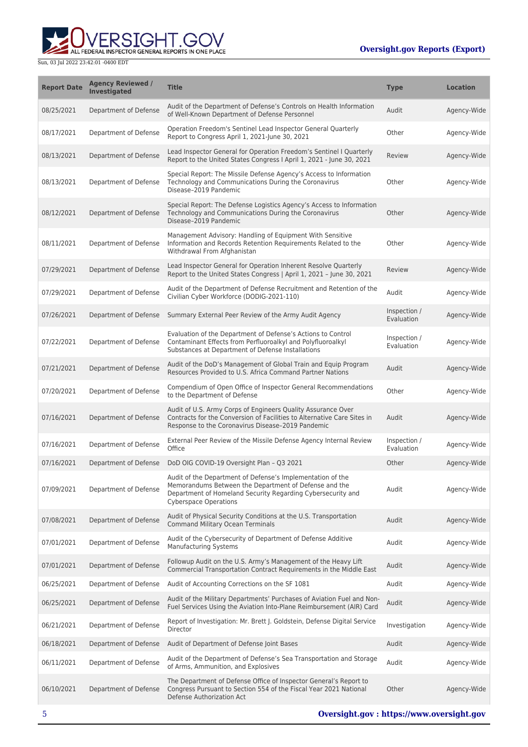| Report Date | Agency Reviewed / Investigated | Title | Type | Location |
|---|---|---|---|---|
| 08/25/2021 | Department of Defense | Audit of the Department of Defense's Controls on Health Information of Well-Known Department of Defense Personnel | Audit | Agency-Wide |
| 08/17/2021 | Department of Defense | Operation Freedom's Sentinel Lead Inspector General Quarterly Report to Congress April 1, 2021-June 30, 2021 | Other | Agency-Wide |
| 08/13/2021 | Department of Defense | Lead Inspector General for Operation Freedom's Sentinel I Quarterly Report to the United States Congress I April 1, 2021 - June 30, 2021 | Review | Agency-Wide |
| 08/13/2021 | Department of Defense | Special Report: The Missile Defense Agency's Access to Information Technology and Communications During the Coronavirus Disease–2019 Pandemic | Other | Agency-Wide |
| 08/12/2021 | Department of Defense | Special Report: The Defense Logistics Agency's Access to Information Technology and Communications During the Coronavirus Disease–2019 Pandemic | Other | Agency-Wide |
| 08/11/2021 | Department of Defense | Management Advisory: Handling of Equipment With Sensitive Information and Records Retention Requirements Related to the Withdrawal From Afghanistan | Other | Agency-Wide |
| 07/29/2021 | Department of Defense | Lead Inspector General for Operation Inherent Resolve Quarterly Report to the United States Congress \| April 1, 2021 – June 30, 2021 | Review | Agency-Wide |
| 07/29/2021 | Department of Defense | Audit of the Department of Defense Recruitment and Retention of the Civilian Cyber Workforce (DODIG-2021-110) | Audit | Agency-Wide |
| 07/26/2021 | Department of Defense | Summary External Peer Review of the Army Audit Agency | Inspection / Evaluation | Agency-Wide |
| 07/22/2021 | Department of Defense | Evaluation of the Department of Defense's Actions to Control Contaminant Effects from Perfluoroalkyl and Polyfluoroalkyl Substances at Department of Defense Installations | Inspection / Evaluation | Agency-Wide |
| 07/21/2021 | Department of Defense | Audit of the DoD's Management of Global Train and Equip Program Resources Provided to U.S. Africa Command Partner Nations | Audit | Agency-Wide |
| 07/20/2021 | Department of Defense | Compendium of Open Office of Inspector General Recommendations to the Department of Defense | Other | Agency-Wide |
| 07/16/2021 | Department of Defense | Audit of U.S. Army Corps of Engineers Quality Assurance Over Contracts for the Conversion of Facilities to Alternative Care Sites in Response to the Coronavirus Disease–2019 Pandemic | Audit | Agency-Wide |
| 07/16/2021 | Department of Defense | External Peer Review of the Missile Defense Agency Internal Review Office | Inspection / Evaluation | Agency-Wide |
| 07/16/2021 | Department of Defense | DoD OIG COVID-19 Oversight Plan – Q3 2021 | Other | Agency-Wide |
| 07/09/2021 | Department of Defense | Audit of the Department of Defense's Implementation of the Memorandums Between the Department of Defense and the Department of Homeland Security Regarding Cybersecurity and Cyberspace Operations | Audit | Agency-Wide |
| 07/08/2021 | Department of Defense | Audit of Physical Security Conditions at the U.S. Transportation Command Military Ocean Terminals | Audit | Agency-Wide |
| 07/01/2021 | Department of Defense | Audit of the Cybersecurity of Department of Defense Additive Manufacturing Systems | Audit | Agency-Wide |
| 07/01/2021 | Department of Defense | Followup Audit on the U.S. Army's Management of the Heavy Lift Commercial Transportation Contract Requirements in the Middle East | Audit | Agency-Wide |
| 06/25/2021 | Department of Defense | Audit of Accounting Corrections on the SF 1081 | Audit | Agency-Wide |
| 06/25/2021 | Department of Defense | Audit of the Military Departments' Purchases of Aviation Fuel and Non-Fuel Services Using the Aviation Into-Plane Reimbursement (AIR) Card | Audit | Agency-Wide |
| 06/21/2021 | Department of Defense | Report of Investigation: Mr. Brett J. Goldstein, Defense Digital Service Director | Investigation | Agency-Wide |
| 06/18/2021 | Department of Defense | Audit of Department of Defense Joint Bases | Audit | Agency-Wide |
| 06/11/2021 | Department of Defense | Audit of the Department of Defense's Sea Transportation and Storage of Arms, Ammunition, and Explosives | Audit | Agency-Wide |
| 06/10/2021 | Department of Defense | The Department of Defense Office of Inspector General's Report to Congress Pursuant to Section 554 of the Fiscal Year 2021 National Defense Authorization Act | Other | Agency-Wide |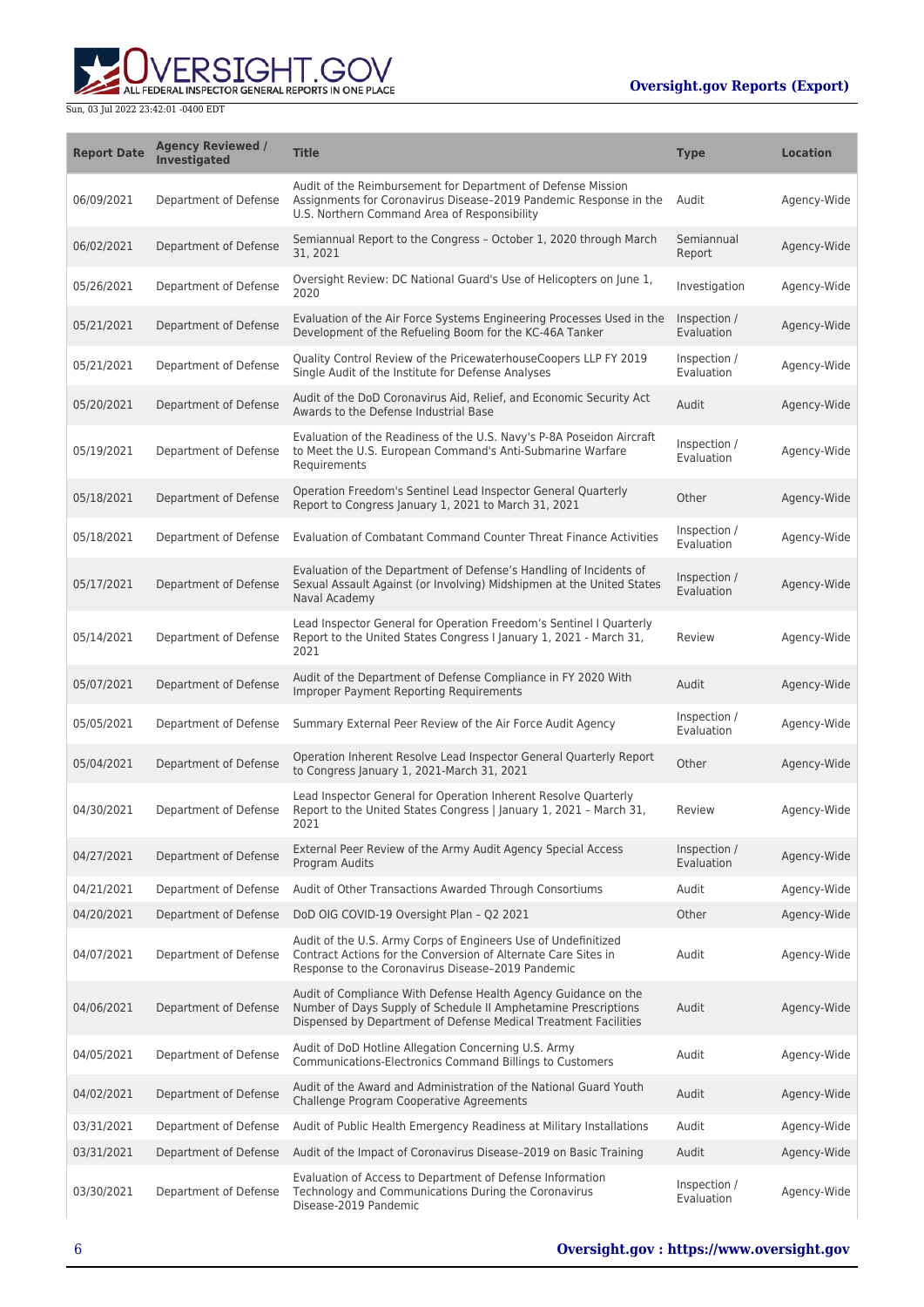| Report Date | Agency Reviewed / Investigated | Title | Type | Location |
|---|---|---|---|---|
| 06/09/2021 | Department of Defense | Audit of the Reimbursement for Department of Defense Mission Assignments for Coronavirus Disease–2019 Pandemic Response in the U.S. Northern Command Area of Responsibility | Audit | Agency-Wide |
| 06/02/2021 | Department of Defense | Semiannual Report to the Congress – October 1, 2020 through March 31, 2021 | Semiannual Report | Agency-Wide |
| 05/26/2021 | Department of Defense | Oversight Review: DC National Guard's Use of Helicopters on June 1, 2020 | Investigation | Agency-Wide |
| 05/21/2021 | Department of Defense | Evaluation of the Air Force Systems Engineering Processes Used in the Development of the Refueling Boom for the KC-46A Tanker | Inspection / Evaluation | Agency-Wide |
| 05/21/2021 | Department of Defense | Quality Control Review of the PricewaterhouseCoopers LLP FY 2019 Single Audit of the Institute for Defense Analyses | Inspection / Evaluation | Agency-Wide |
| 05/20/2021 | Department of Defense | Audit of the DoD Coronavirus Aid, Relief, and Economic Security Act Awards to the Defense Industrial Base | Audit | Agency-Wide |
| 05/19/2021 | Department of Defense | Evaluation of the Readiness of the U.S. Navy's P-8A Poseidon Aircraft to Meet the U.S. European Command's Anti-Submarine Warfare Requirements | Inspection / Evaluation | Agency-Wide |
| 05/18/2021 | Department of Defense | Operation Freedom's Sentinel Lead Inspector General Quarterly Report to Congress January 1, 2021 to March 31, 2021 | Other | Agency-Wide |
| 05/18/2021 | Department of Defense | Evaluation of Combatant Command Counter Threat Finance Activities | Inspection / Evaluation | Agency-Wide |
| 05/17/2021 | Department of Defense | Evaluation of the Department of Defense's Handling of Incidents of Sexual Assault Against (or Involving) Midshipmen at the United States Naval Academy | Inspection / Evaluation | Agency-Wide |
| 05/14/2021 | Department of Defense | Lead Inspector General for Operation Freedom's Sentinel I Quarterly Report to the United States Congress I January 1, 2021 - March 31, 2021 | Review | Agency-Wide |
| 05/07/2021 | Department of Defense | Audit of the Department of Defense Compliance in FY 2020 With Improper Payment Reporting Requirements | Audit | Agency-Wide |
| 05/05/2021 | Department of Defense | Summary External Peer Review of the Air Force Audit Agency | Inspection / Evaluation | Agency-Wide |
| 05/04/2021 | Department of Defense | Operation Inherent Resolve Lead Inspector General Quarterly Report to Congress January 1, 2021-March 31, 2021 | Other | Agency-Wide |
| 04/30/2021 | Department of Defense | Lead Inspector General for Operation Inherent Resolve Quarterly Report to the United States Congress \| January 1, 2021 – March 31, 2021 | Review | Agency-Wide |
| 04/27/2021 | Department of Defense | External Peer Review of the Army Audit Agency Special Access Program Audits | Inspection / Evaluation | Agency-Wide |
| 04/21/2021 | Department of Defense | Audit of Other Transactions Awarded Through Consortiums | Audit | Agency-Wide |
| 04/20/2021 | Department of Defense | DoD OIG COVID-19 Oversight Plan – Q2 2021 | Other | Agency-Wide |
| 04/07/2021 | Department of Defense | Audit of the U.S. Army Corps of Engineers Use of Undefinitized Contract Actions for the Conversion of Alternate Care Sites in Response to the Coronavirus Disease–2019 Pandemic | Audit | Agency-Wide |
| 04/06/2021 | Department of Defense | Audit of Compliance With Defense Health Agency Guidance on the Number of Days Supply of Schedule II Amphetamine Prescriptions Dispensed by Department of Defense Medical Treatment Facilities | Audit | Agency-Wide |
| 04/05/2021 | Department of Defense | Audit of DoD Hotline Allegation Concerning U.S. Army Communications-Electronics Command Billings to Customers | Audit | Agency-Wide |
| 04/02/2021 | Department of Defense | Audit of the Award and Administration of the National Guard Youth Challenge Program Cooperative Agreements | Audit | Agency-Wide |
| 03/31/2021 | Department of Defense | Audit of Public Health Emergency Readiness at Military Installations | Audit | Agency-Wide |
| 03/31/2021 | Department of Defense | Audit of the Impact of Coronavirus Disease–2019 on Basic Training | Audit | Agency-Wide |
| 03/30/2021 | Department of Defense | Evaluation of Access to Department of Defense Information Technology and Communications During the Coronavirus Disease-2019 Pandemic | Inspection / Evaluation | Agency-Wide |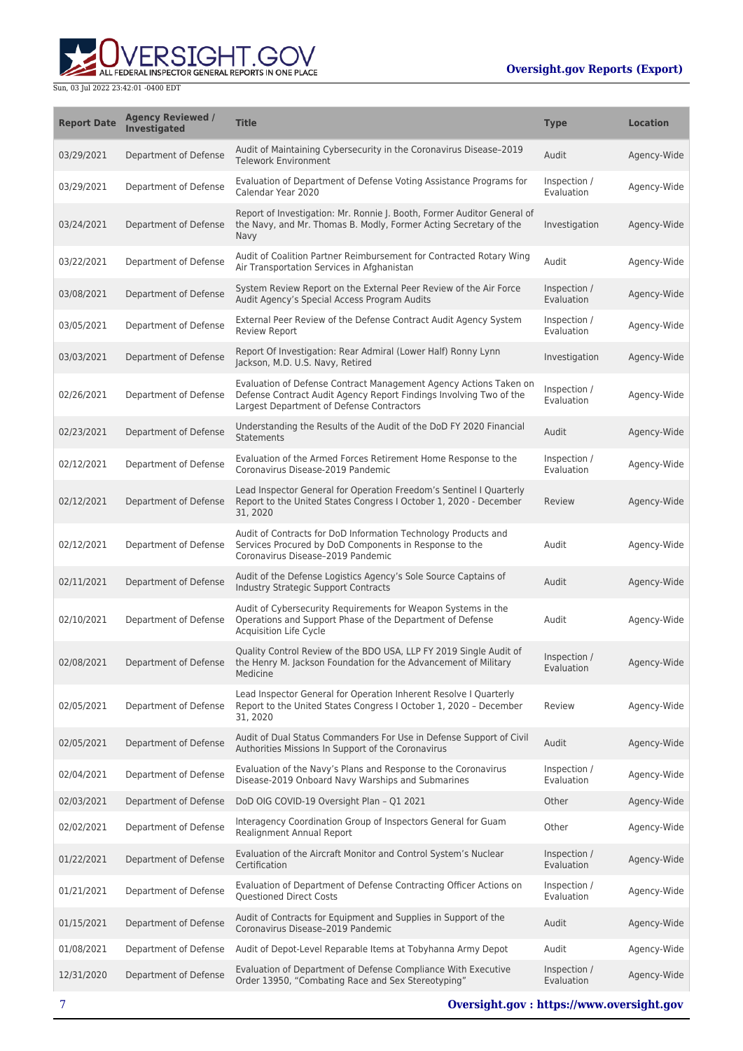| Report Date | Agency Reviewed / Investigated | Title | Type | Location |
|---|---|---|---|---|
| 03/29/2021 | Department of Defense | Audit of Maintaining Cybersecurity in the Coronavirus Disease–2019 Telework Environment | Audit | Agency-Wide |
| 03/29/2021 | Department of Defense | Evaluation of Department of Defense Voting Assistance Programs for Calendar Year 2020 | Inspection / Evaluation | Agency-Wide |
| 03/24/2021 | Department of Defense | Report of Investigation: Mr. Ronnie J. Booth, Former Auditor General of the Navy, and Mr. Thomas B. Modly, Former Acting Secretary of the Navy | Investigation | Agency-Wide |
| 03/22/2021 | Department of Defense | Audit of Coalition Partner Reimbursement for Contracted Rotary Wing Air Transportation Services in Afghanistan | Audit | Agency-Wide |
| 03/08/2021 | Department of Defense | System Review Report on the External Peer Review of the Air Force Audit Agency's Special Access Program Audits | Inspection / Evaluation | Agency-Wide |
| 03/05/2021 | Department of Defense | External Peer Review of the Defense Contract Audit Agency System Review Report | Inspection / Evaluation | Agency-Wide |
| 03/03/2021 | Department of Defense | Report Of Investigation: Rear Admiral (Lower Half) Ronny Lynn Jackson, M.D. U.S. Navy, Retired | Investigation | Agency-Wide |
| 02/26/2021 | Department of Defense | Evaluation of Defense Contract Management Agency Actions Taken on Defense Contract Audit Agency Report Findings Involving Two of the Largest Department of Defense Contractors | Inspection / Evaluation | Agency-Wide |
| 02/23/2021 | Department of Defense | Understanding the Results of the Audit of the DoD FY 2020 Financial Statements | Audit | Agency-Wide |
| 02/12/2021 | Department of Defense | Evaluation of the Armed Forces Retirement Home Response to the Coronavirus Disease-2019 Pandemic | Inspection / Evaluation | Agency-Wide |
| 02/12/2021 | Department of Defense | Lead Inspector General for Operation Freedom's Sentinel I Quarterly Report to the United States Congress I October 1, 2020 - December 31, 2020 | Review | Agency-Wide |
| 02/12/2021 | Department of Defense | Audit of Contracts for DoD Information Technology Products and Services Procured by DoD Components in Response to the Coronavirus Disease–2019 Pandemic | Audit | Agency-Wide |
| 02/11/2021 | Department of Defense | Audit of the Defense Logistics Agency's Sole Source Captains of Industry Strategic Support Contracts | Audit | Agency-Wide |
| 02/10/2021 | Department of Defense | Audit of Cybersecurity Requirements for Weapon Systems in the Operations and Support Phase of the Department of Defense Acquisition Life Cycle | Audit | Agency-Wide |
| 02/08/2021 | Department of Defense | Quality Control Review of the BDO USA, LLP FY 2019 Single Audit of the Henry M. Jackson Foundation for the Advancement of Military Medicine | Inspection / Evaluation | Agency-Wide |
| 02/05/2021 | Department of Defense | Lead Inspector General for Operation Inherent Resolve I Quarterly Report to the United States Congress I October 1, 2020 – December 31, 2020 | Review | Agency-Wide |
| 02/05/2021 | Department of Defense | Audit of Dual Status Commanders For Use in Defense Support of Civil Authorities Missions In Support of the Coronavirus | Audit | Agency-Wide |
| 02/04/2021 | Department of Defense | Evaluation of the Navy's Plans and Response to the Coronavirus Disease-2019 Onboard Navy Warships and Submarines | Inspection / Evaluation | Agency-Wide |
| 02/03/2021 | Department of Defense | DoD OIG COVID-19 Oversight Plan – Q1 2021 | Other | Agency-Wide |
| 02/02/2021 | Department of Defense | Interagency Coordination Group of Inspectors General for Guam Realignment Annual Report | Other | Agency-Wide |
| 01/22/2021 | Department of Defense | Evaluation of the Aircraft Monitor and Control System's Nuclear Certification | Inspection / Evaluation | Agency-Wide |
| 01/21/2021 | Department of Defense | Evaluation of Department of Defense Contracting Officer Actions on Questioned Direct Costs | Inspection / Evaluation | Agency-Wide |
| 01/15/2021 | Department of Defense | Audit of Contracts for Equipment and Supplies in Support of the Coronavirus Disease–2019 Pandemic | Audit | Agency-Wide |
| 01/08/2021 | Department of Defense | Audit of Depot-Level Reparable Items at Tobyhanna Army Depot | Audit | Agency-Wide |
| 12/31/2020 | Department of Defense | Evaluation of Department of Defense Compliance With Executive Order 13950, "Combating Race and Sex Stereotyping" | Inspection / Evaluation | Agency-Wide |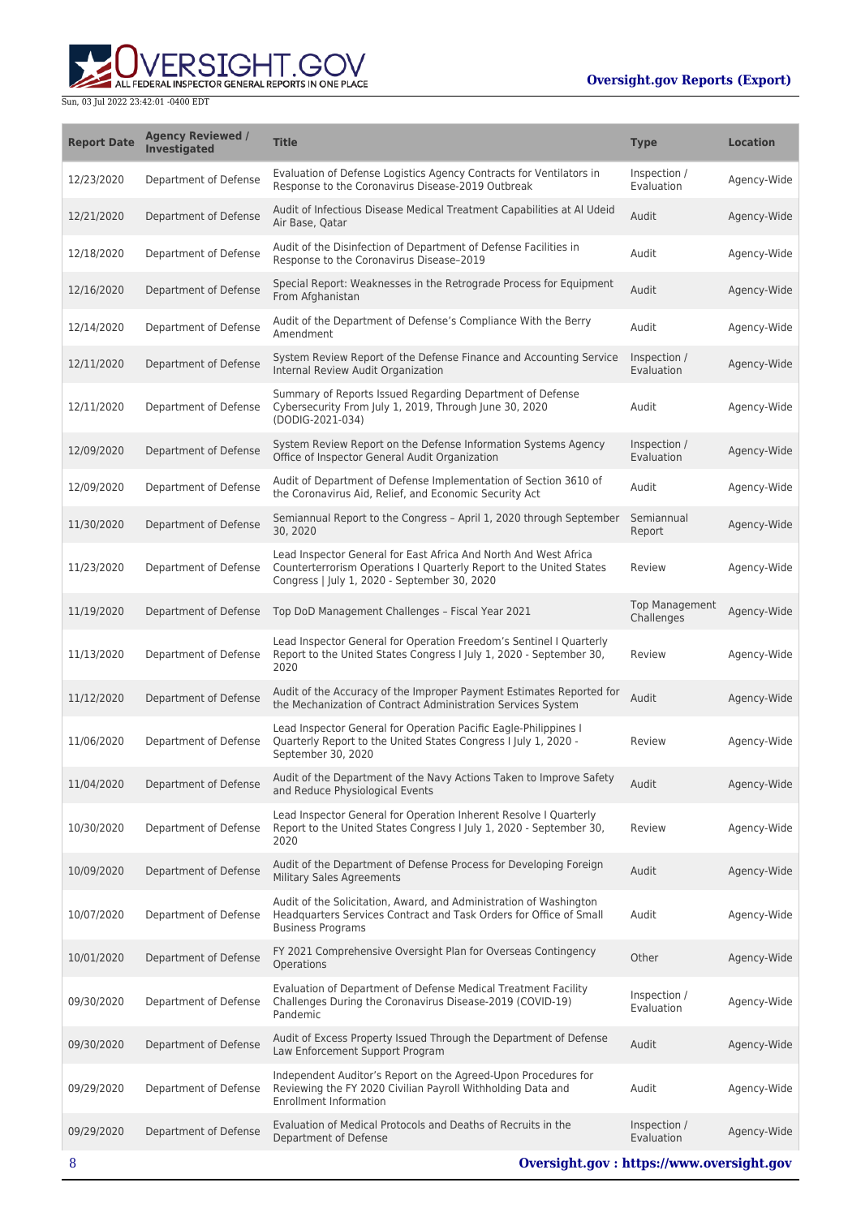| Report Date | Agency Reviewed / Investigated | Title | Type | Location |
|---|---|---|---|---|
| 12/23/2020 | Department of Defense | Evaluation of Defense Logistics Agency Contracts for Ventilators in Response to the Coronavirus Disease-2019 Outbreak | Inspection / Evaluation | Agency-Wide |
| 12/21/2020 | Department of Defense | Audit of Infectious Disease Medical Treatment Capabilities at Al Udeid Air Base, Qatar | Audit | Agency-Wide |
| 12/18/2020 | Department of Defense | Audit of the Disinfection of Department of Defense Facilities in Response to the Coronavirus Disease–2019 | Audit | Agency-Wide |
| 12/16/2020 | Department of Defense | Special Report: Weaknesses in the Retrograde Process for Equipment From Afghanistan | Audit | Agency-Wide |
| 12/14/2020 | Department of Defense | Audit of the Department of Defense's Compliance With the Berry Amendment | Audit | Agency-Wide |
| 12/11/2020 | Department of Defense | System Review Report of the Defense Finance and Accounting Service Internal Review Audit Organization | Inspection / Evaluation | Agency-Wide |
| 12/11/2020 | Department of Defense | Summary of Reports Issued Regarding Department of Defense Cybersecurity From July 1, 2019, Through June 30, 2020 (DODIG-2021-034) | Audit | Agency-Wide |
| 12/09/2020 | Department of Defense | System Review Report on the Defense Information Systems Agency Office of Inspector General Audit Organization | Inspection / Evaluation | Agency-Wide |
| 12/09/2020 | Department of Defense | Audit of Department of Defense Implementation of Section 3610 of the Coronavirus Aid, Relief, and Economic Security Act | Audit | Agency-Wide |
| 11/30/2020 | Department of Defense | Semiannual Report to the Congress – April 1, 2020 through September 30, 2020 | Semiannual Report | Agency-Wide |
| 11/23/2020 | Department of Defense | Lead Inspector General for East Africa And North And West Africa Counterterrorism Operations I Quarterly Report to the United States Congress \| July 1, 2020 - September 30, 2020 | Review | Agency-Wide |
| 11/19/2020 | Department of Defense | Top DoD Management Challenges – Fiscal Year 2021 | Top Management Challenges | Agency-Wide |
| 11/13/2020 | Department of Defense | Lead Inspector General for Operation Freedom's Sentinel I Quarterly Report to the United States Congress I July 1, 2020 - September 30, 2020 | Review | Agency-Wide |
| 11/12/2020 | Department of Defense | Audit of the Accuracy of the Improper Payment Estimates Reported for the Mechanization of Contract Administration Services System | Audit | Agency-Wide |
| 11/06/2020 | Department of Defense | Lead Inspector General for Operation Pacific Eagle-Philippines I Quarterly Report to the United States Congress I July 1, 2020 - September 30, 2020 | Review | Agency-Wide |
| 11/04/2020 | Department of Defense | Audit of the Department of the Navy Actions Taken to Improve Safety and Reduce Physiological Events | Audit | Agency-Wide |
| 10/30/2020 | Department of Defense | Lead Inspector General for Operation Inherent Resolve I Quarterly Report to the United States Congress I July 1, 2020 - September 30, 2020 | Review | Agency-Wide |
| 10/09/2020 | Department of Defense | Audit of the Department of Defense Process for Developing Foreign Military Sales Agreements | Audit | Agency-Wide |
| 10/07/2020 | Department of Defense | Audit of the Solicitation, Award, and Administration of Washington Headquarters Services Contract and Task Orders for Office of Small Business Programs | Audit | Agency-Wide |
| 10/01/2020 | Department of Defense | FY 2021 Comprehensive Oversight Plan for Overseas Contingency Operations | Other | Agency-Wide |
| 09/30/2020 | Department of Defense | Evaluation of Department of Defense Medical Treatment Facility Challenges During the Coronavirus Disease-2019 (COVID-19) Pandemic | Inspection / Evaluation | Agency-Wide |
| 09/30/2020 | Department of Defense | Audit of Excess Property Issued Through the Department of Defense Law Enforcement Support Program | Audit | Agency-Wide |
| 09/29/2020 | Department of Defense | Independent Auditor's Report on the Agreed-Upon Procedures for Reviewing the FY 2020 Civilian Payroll Withholding Data and Enrollment Information | Audit | Agency-Wide |
| 09/29/2020 | Department of Defense | Evaluation of Medical Protocols and Deaths of Recruits in the Department of Defense | Inspection / Evaluation | Agency-Wide |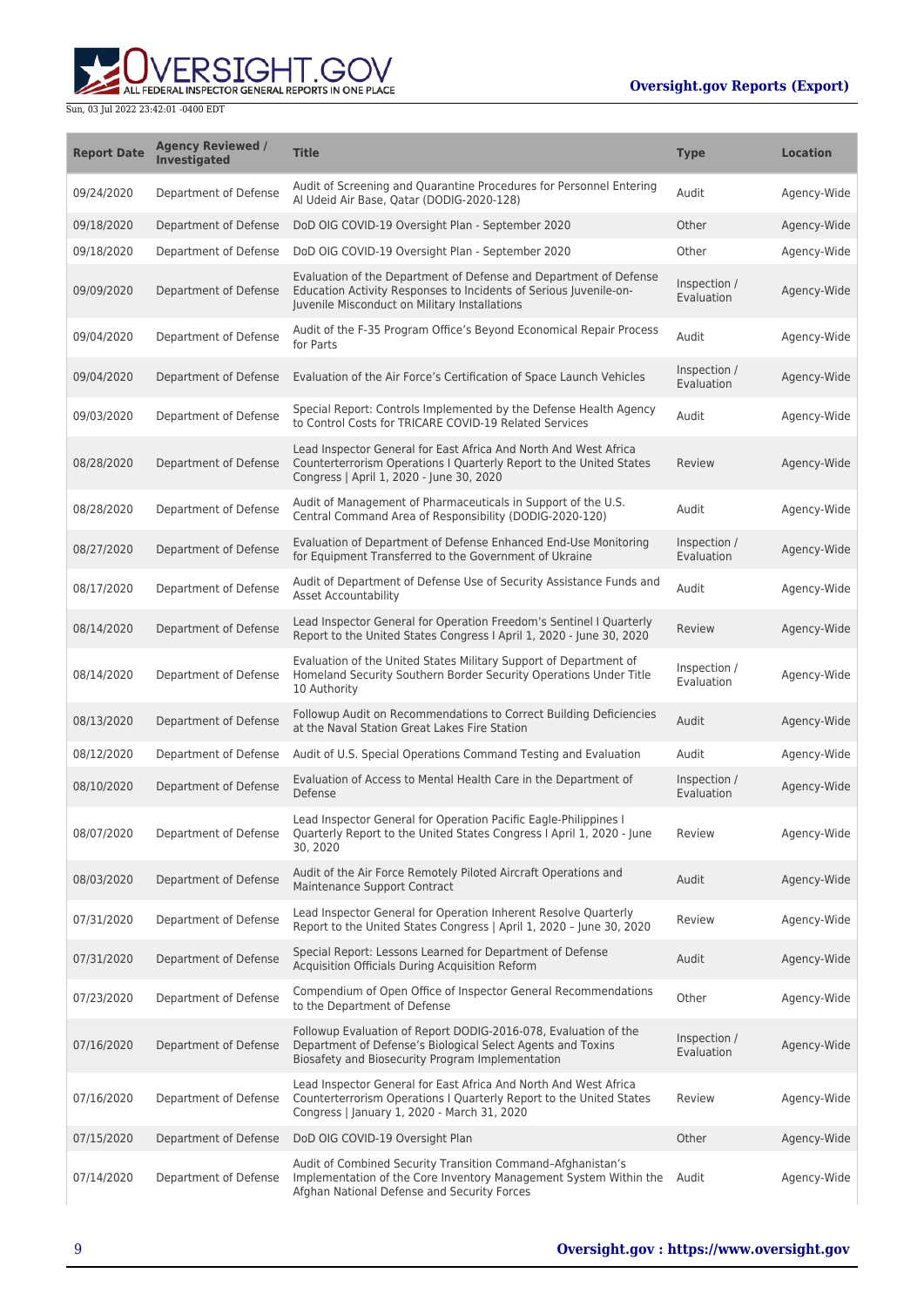| Report Date | Agency Reviewed / Investigated | Title | Type | Location |
|---|---|---|---|---|
| 09/24/2020 | Department of Defense | Audit of Screening and Quarantine Procedures for Personnel Entering Al Udeid Air Base, Qatar (DODIG-2020-128) | Audit | Agency-Wide |
| 09/18/2020 | Department of Defense | DoD OIG COVID-19 Oversight Plan - September 2020 | Other | Agency-Wide |
| 09/18/2020 | Department of Defense | DoD OIG COVID-19 Oversight Plan - September 2020 | Other | Agency-Wide |
| 09/09/2020 | Department of Defense | Evaluation of the Department of Defense and Department of Defense Education Activity Responses to Incidents of Serious Juvenile-on-Juvenile Misconduct on Military Installations | Inspection / Evaluation | Agency-Wide |
| 09/04/2020 | Department of Defense | Audit of the F-35 Program Office's Beyond Economical Repair Process for Parts | Audit | Agency-Wide |
| 09/04/2020 | Department of Defense | Evaluation of the Air Force's Certification of Space Launch Vehicles | Inspection / Evaluation | Agency-Wide |
| 09/03/2020 | Department of Defense | Special Report: Controls Implemented by the Defense Health Agency to Control Costs for TRICARE COVID-19 Related Services | Audit | Agency-Wide |
| 08/28/2020 | Department of Defense | Lead Inspector General for East Africa And North And West Africa Counterterrorism Operations I Quarterly Report to the United States Congress \| April 1, 2020 - June 30, 2020 | Review | Agency-Wide |
| 08/28/2020 | Department of Defense | Audit of Management of Pharmaceuticals in Support of the U.S. Central Command Area of Responsibility (DODIG-2020-120) | Audit | Agency-Wide |
| 08/27/2020 | Department of Defense | Evaluation of Department of Defense Enhanced End-Use Monitoring for Equipment Transferred to the Government of Ukraine | Inspection / Evaluation | Agency-Wide |
| 08/17/2020 | Department of Defense | Audit of Department of Defense Use of Security Assistance Funds and Asset Accountability | Audit | Agency-Wide |
| 08/14/2020 | Department of Defense | Lead Inspector General for Operation Freedom's Sentinel I Quarterly Report to the United States Congress I April 1, 2020 - June 30, 2020 | Review | Agency-Wide |
| 08/14/2020 | Department of Defense | Evaluation of the United States Military Support of Department of Homeland Security Southern Border Security Operations Under Title 10 Authority | Inspection / Evaluation | Agency-Wide |
| 08/13/2020 | Department of Defense | Followup Audit on Recommendations to Correct Building Deficiencies at the Naval Station Great Lakes Fire Station | Audit | Agency-Wide |
| 08/12/2020 | Department of Defense | Audit of U.S. Special Operations Command Testing and Evaluation | Audit | Agency-Wide |
| 08/10/2020 | Department of Defense | Evaluation of Access to Mental Health Care in the Department of Defense | Inspection / Evaluation | Agency-Wide |
| 08/07/2020 | Department of Defense | Lead Inspector General for Operation Pacific Eagle-Philippines I Quarterly Report to the United States Congress I April 1, 2020 - June 30, 2020 | Review | Agency-Wide |
| 08/03/2020 | Department of Defense | Audit of the Air Force Remotely Piloted Aircraft Operations and Maintenance Support Contract | Audit | Agency-Wide |
| 07/31/2020 | Department of Defense | Lead Inspector General for Operation Inherent Resolve Quarterly Report to the United States Congress \| April 1, 2020 – June 30, 2020 | Review | Agency-Wide |
| 07/31/2020 | Department of Defense | Special Report: Lessons Learned for Department of Defense Acquisition Officials During Acquisition Reform | Audit | Agency-Wide |
| 07/23/2020 | Department of Defense | Compendium of Open Office of Inspector General Recommendations to the Department of Defense | Other | Agency-Wide |
| 07/16/2020 | Department of Defense | Followup Evaluation of Report DODIG-2016-078, Evaluation of the Department of Defense's Biological Select Agents and Toxins Biosafety and Biosecurity Program Implementation | Inspection / Evaluation | Agency-Wide |
| 07/16/2020 | Department of Defense | Lead Inspector General for East Africa And North And West Africa Counterterrorism Operations I Quarterly Report to the United States Congress \| January 1, 2020 - March 31, 2020 | Review | Agency-Wide |
| 07/15/2020 | Department of Defense | DoD OIG COVID-19 Oversight Plan | Other | Agency-Wide |
| 07/14/2020 | Department of Defense | Audit of Combined Security Transition Command–Afghanistan's Implementation of the Core Inventory Management System Within the Afghan National Defense and Security Forces | Audit | Agency-Wide |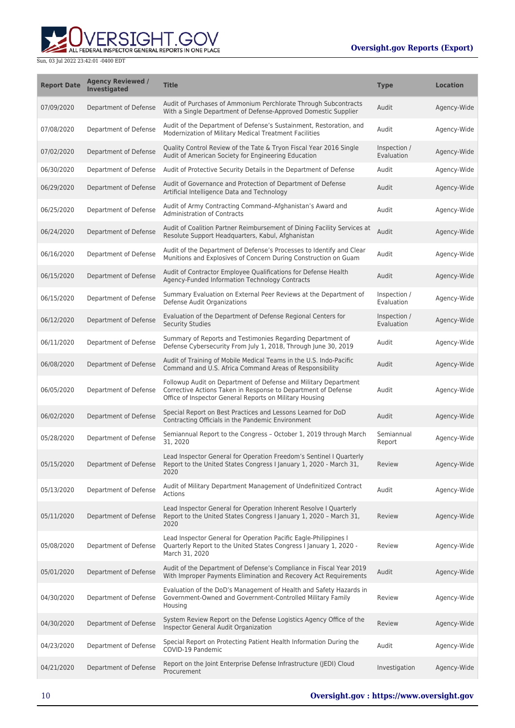| Report Date | Agency Reviewed / Investigated | Title | Type | Location |
| --- | --- | --- | --- | --- |
| 07/09/2020 | Department of Defense | Audit of Purchases of Ammonium Perchlorate Through Subcontracts With a Single Department of Defense-Approved Domestic Supplier | Audit | Agency-Wide |
| 07/08/2020 | Department of Defense | Audit of the Department of Defense's Sustainment, Restoration, and Modernization of Military Medical Treatment Facilities | Audit | Agency-Wide |
| 07/02/2020 | Department of Defense | Quality Control Review of the Tate & Tryon Fiscal Year 2016 Single Audit of American Society for Engineering Education | Inspection / Evaluation | Agency-Wide |
| 06/30/2020 | Department of Defense | Audit of Protective Security Details in the Department of Defense | Audit | Agency-Wide |
| 06/29/2020 | Department of Defense | Audit of Governance and Protection of Department of Defense Artificial Intelligence Data and Technology | Audit | Agency-Wide |
| 06/25/2020 | Department of Defense | Audit of Army Contracting Command–Afghanistan's Award and Administration of Contracts | Audit | Agency-Wide |
| 06/24/2020 | Department of Defense | Audit of Coalition Partner Reimbursement of Dining Facility Services at Resolute Support Headquarters, Kabul, Afghanistan | Audit | Agency-Wide |
| 06/16/2020 | Department of Defense | Audit of the Department of Defense's Processes to Identify and Clear Munitions and Explosives of Concern During Construction on Guam | Audit | Agency-Wide |
| 06/15/2020 | Department of Defense | Audit of Contractor Employee Qualifications for Defense Health Agency-Funded Information Technology Contracts | Audit | Agency-Wide |
| 06/15/2020 | Department of Defense | Summary Evaluation on External Peer Reviews at the Department of Defense Audit Organizations | Inspection / Evaluation | Agency-Wide |
| 06/12/2020 | Department of Defense | Evaluation of the Department of Defense Regional Centers for Security Studies | Inspection / Evaluation | Agency-Wide |
| 06/11/2020 | Department of Defense | Summary of Reports and Testimonies Regarding Department of Defense Cybersecurity From July 1, 2018, Through June 30, 2019 | Audit | Agency-Wide |
| 06/08/2020 | Department of Defense | Audit of Training of Mobile Medical Teams in the U.S. Indo-Pacific Command and U.S. Africa Command Areas of Responsibility | Audit | Agency-Wide |
| 06/05/2020 | Department of Defense | Followup Audit on Department of Defense and Military Department Corrective Actions Taken in Response to Department of Defense Office of Inspector General Reports on Military Housing | Audit | Agency-Wide |
| 06/02/2020 | Department of Defense | Special Report on Best Practices and Lessons Learned for DoD Contracting Officials in the Pandemic Environment | Audit | Agency-Wide |
| 05/28/2020 | Department of Defense | Semiannual Report to the Congress – October 1, 2019 through March 31, 2020 | Semiannual Report | Agency-Wide |
| 05/15/2020 | Department of Defense | Lead Inspector General for Operation Freedom's Sentinel I Quarterly Report to the United States Congress I January 1, 2020 - March 31, 2020 | Review | Agency-Wide |
| 05/13/2020 | Department of Defense | Audit of Military Department Management of Undefinitized Contract Actions | Audit | Agency-Wide |
| 05/11/2020 | Department of Defense | Lead Inspector General for Operation Inherent Resolve I Quarterly Report to the United States Congress I January 1, 2020 – March 31, 2020 | Review | Agency-Wide |
| 05/08/2020 | Department of Defense | Lead Inspector General for Operation Pacific Eagle-Philippines I Quarterly Report to the United States Congress I January 1, 2020 - March 31, 2020 | Review | Agency-Wide |
| 05/01/2020 | Department of Defense | Audit of the Department of Defense's Compliance in Fiscal Year 2019 With Improper Payments Elimination and Recovery Act Requirements | Audit | Agency-Wide |
| 04/30/2020 | Department of Defense | Evaluation of the DoD's Management of Health and Safety Hazards in Government-Owned and Government-Controlled Military Family Housing | Review | Agency-Wide |
| 04/30/2020 | Department of Defense | System Review Report on the Defense Logistics Agency Office of the Inspector General Audit Organization | Review | Agency-Wide |
| 04/23/2020 | Department of Defense | Special Report on Protecting Patient Health Information During the COVID-19 Pandemic | Audit | Agency-Wide |
| 04/21/2020 | Department of Defense | Report on the Joint Enterprise Defense Infrastructure (JEDI) Cloud Procurement | Investigation | Agency-Wide |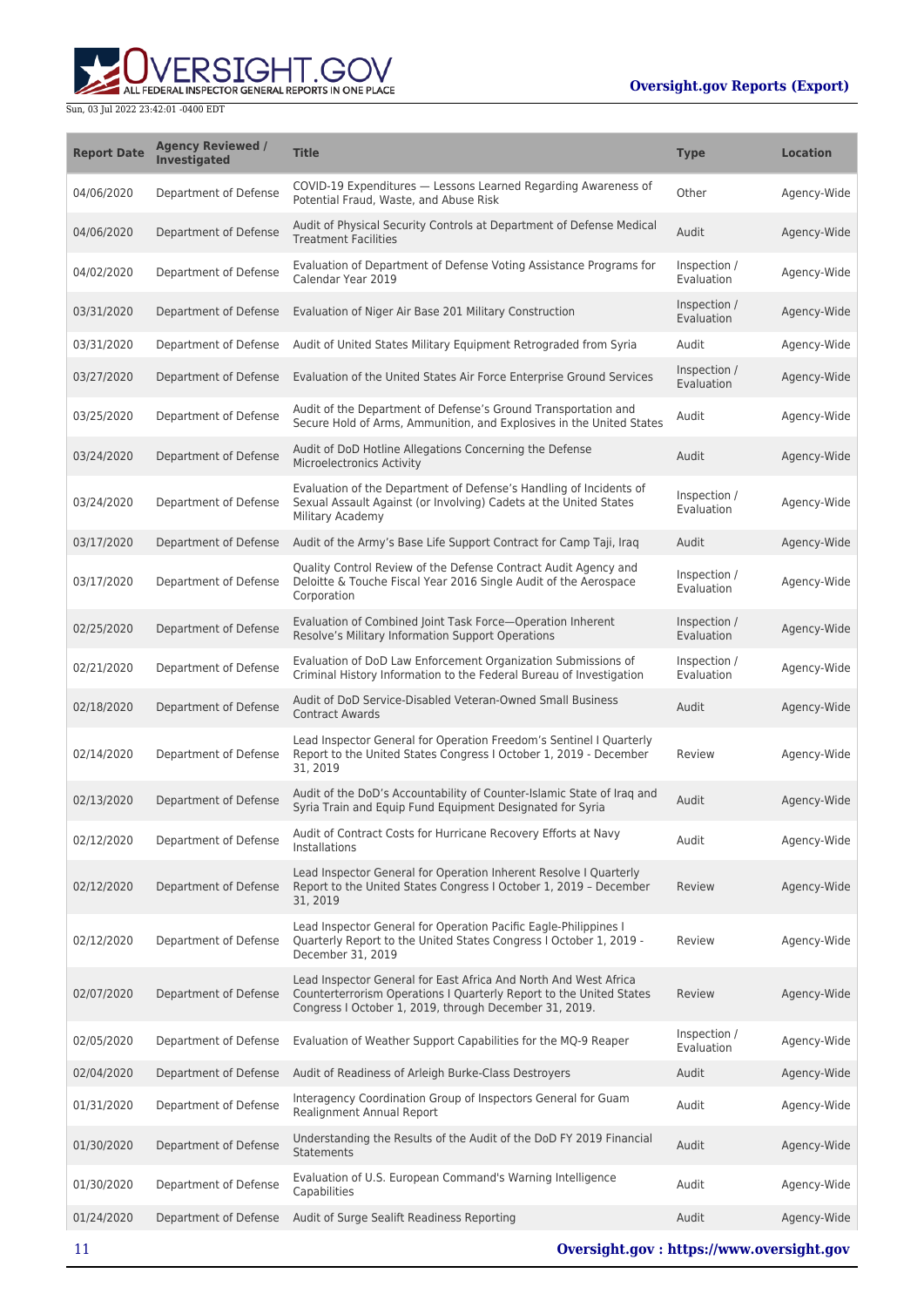| Report Date | Agency Reviewed / Investigated | Title | Type | Location |
|---|---|---|---|---|
| 04/06/2020 | Department of Defense | COVID-19 Expenditures — Lessons Learned Regarding Awareness of Potential Fraud, Waste, and Abuse Risk | Other | Agency-Wide |
| 04/06/2020 | Department of Defense | Audit of Physical Security Controls at Department of Defense Medical Treatment Facilities | Audit | Agency-Wide |
| 04/02/2020 | Department of Defense | Evaluation of Department of Defense Voting Assistance Programs for Calendar Year 2019 | Inspection / Evaluation | Agency-Wide |
| 03/31/2020 | Department of Defense | Evaluation of Niger Air Base 201 Military Construction | Inspection / Evaluation | Agency-Wide |
| 03/31/2020 | Department of Defense | Audit of United States Military Equipment Retrograded from Syria | Audit | Agency-Wide |
| 03/27/2020 | Department of Defense | Evaluation of the United States Air Force Enterprise Ground Services | Inspection / Evaluation | Agency-Wide |
| 03/25/2020 | Department of Defense | Audit of the Department of Defense's Ground Transportation and Secure Hold of Arms, Ammunition, and Explosives in the United States | Audit | Agency-Wide |
| 03/24/2020 | Department of Defense | Audit of DoD Hotline Allegations Concerning the Defense Microelectronics Activity | Audit | Agency-Wide |
| 03/24/2020 | Department of Defense | Evaluation of the Department of Defense's Handling of Incidents of Sexual Assault Against (or Involving) Cadets at the United States Military Academy | Inspection / Evaluation | Agency-Wide |
| 03/17/2020 | Department of Defense | Audit of the Army's Base Life Support Contract for Camp Taji, Iraq | Audit | Agency-Wide |
| 03/17/2020 | Department of Defense | Quality Control Review of the Defense Contract Audit Agency and Deloitte & Touche Fiscal Year 2016 Single Audit of the Aerospace Corporation | Inspection / Evaluation | Agency-Wide |
| 02/25/2020 | Department of Defense | Evaluation of Combined Joint Task Force—Operation Inherent Resolve's Military Information Support Operations | Inspection / Evaluation | Agency-Wide |
| 02/21/2020 | Department of Defense | Evaluation of DoD Law Enforcement Organization Submissions of Criminal History Information to the Federal Bureau of Investigation | Inspection / Evaluation | Agency-Wide |
| 02/18/2020 | Department of Defense | Audit of DoD Service-Disabled Veteran-Owned Small Business Contract Awards | Audit | Agency-Wide |
| 02/14/2020 | Department of Defense | Lead Inspector General for Operation Freedom's Sentinel I Quarterly Report to the United States Congress I October 1, 2019 - December 31, 2019 | Review | Agency-Wide |
| 02/13/2020 | Department of Defense | Audit of the DoD's Accountability of Counter-Islamic State of Iraq and Syria Train and Equip Fund Equipment Designated for Syria | Audit | Agency-Wide |
| 02/12/2020 | Department of Defense | Audit of Contract Costs for Hurricane Recovery Efforts at Navy Installations | Audit | Agency-Wide |
| 02/12/2020 | Department of Defense | Lead Inspector General for Operation Inherent Resolve I Quarterly Report to the United States Congress I October 1, 2019 – December 31, 2019 | Review | Agency-Wide |
| 02/12/2020 | Department of Defense | Lead Inspector General for Operation Pacific Eagle-Philippines I Quarterly Report to the United States Congress I October 1, 2019 - December 31, 2019 | Review | Agency-Wide |
| 02/07/2020 | Department of Defense | Lead Inspector General for East Africa And North And West Africa Counterterrorism Operations I Quarterly Report to the United States Congress I October 1, 2019, through December 31, 2019. | Review | Agency-Wide |
| 02/05/2020 | Department of Defense | Evaluation of Weather Support Capabilities for the MQ-9 Reaper | Inspection / Evaluation | Agency-Wide |
| 02/04/2020 | Department of Defense | Audit of Readiness of Arleigh Burke-Class Destroyers | Audit | Agency-Wide |
| 01/31/2020 | Department of Defense | Interagency Coordination Group of Inspectors General for Guam Realignment Annual Report | Audit | Agency-Wide |
| 01/30/2020 | Department of Defense | Understanding the Results of the Audit of the DoD FY 2019 Financial Statements | Audit | Agency-Wide |
| 01/30/2020 | Department of Defense | Evaluation of U.S. European Command's Warning Intelligence Capabilities | Audit | Agency-Wide |
| 01/24/2020 | Department of Defense | Audit of Surge Sealift Readiness Reporting | Audit | Agency-Wide |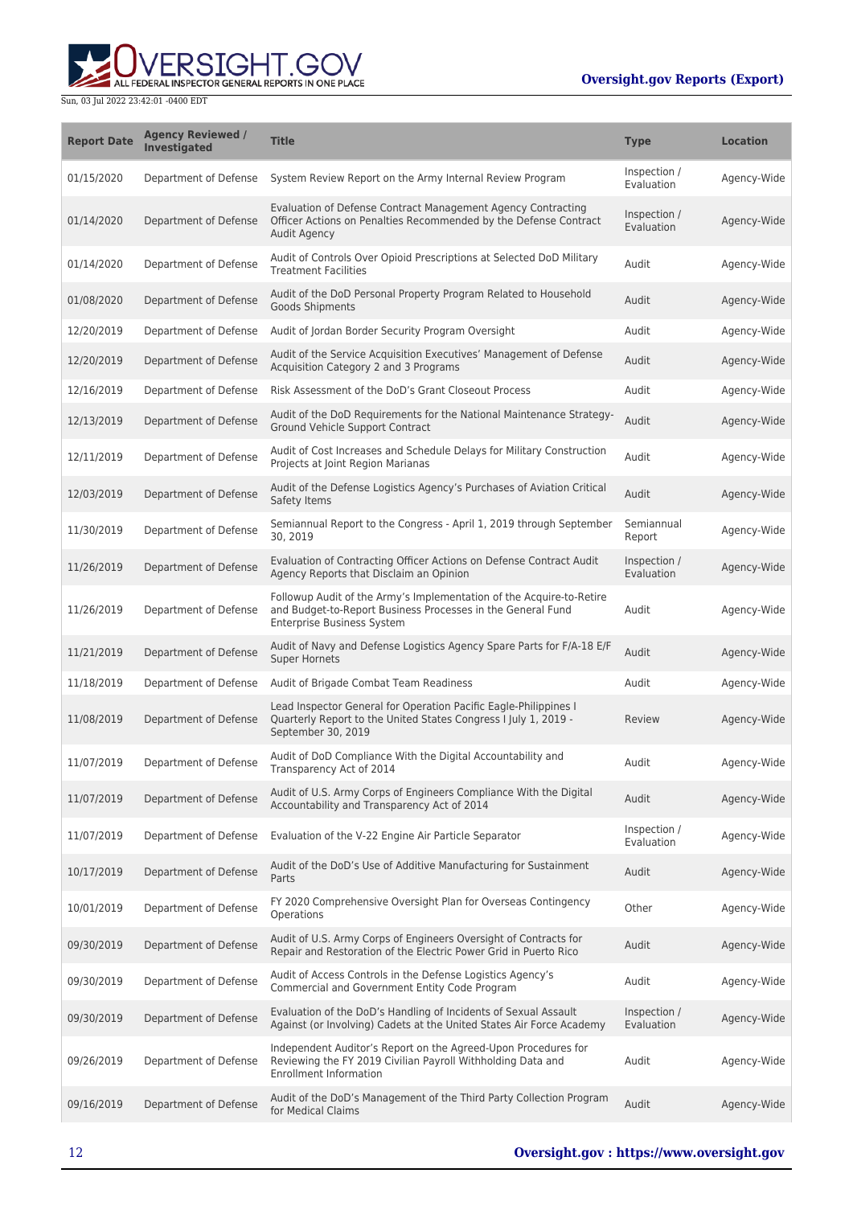| Report Date | Agency Reviewed / Investigated | Title | Type | Location |
| --- | --- | --- | --- | --- |
| 01/15/2020 | Department of Defense | System Review Report on the Army Internal Review Program | Inspection / Evaluation | Agency-Wide |
| 01/14/2020 | Department of Defense | Evaluation of Defense Contract Management Agency Contracting Officer Actions on Penalties Recommended by the Defense Contract Audit Agency | Inspection / Evaluation | Agency-Wide |
| 01/14/2020 | Department of Defense | Audit of Controls Over Opioid Prescriptions at Selected DoD Military Treatment Facilities | Audit | Agency-Wide |
| 01/08/2020 | Department of Defense | Audit of the DoD Personal Property Program Related to Household Goods Shipments | Audit | Agency-Wide |
| 12/20/2019 | Department of Defense | Audit of Jordan Border Security Program Oversight | Audit | Agency-Wide |
| 12/20/2019 | Department of Defense | Audit of the Service Acquisition Executives' Management of Defense Acquisition Category 2 and 3 Programs | Audit | Agency-Wide |
| 12/16/2019 | Department of Defense | Risk Assessment of the DoD's Grant Closeout Process | Audit | Agency-Wide |
| 12/13/2019 | Department of Defense | Audit of the DoD Requirements for the National Maintenance Strategy-Ground Vehicle Support Contract | Audit | Agency-Wide |
| 12/11/2019 | Department of Defense | Audit of Cost Increases and Schedule Delays for Military Construction Projects at Joint Region Marianas | Audit | Agency-Wide |
| 12/03/2019 | Department of Defense | Audit of the Defense Logistics Agency's Purchases of Aviation Critical Safety Items | Audit | Agency-Wide |
| 11/30/2019 | Department of Defense | Semiannual Report to the Congress - April 1, 2019 through September 30, 2019 | Semiannual Report | Agency-Wide |
| 11/26/2019 | Department of Defense | Evaluation of Contracting Officer Actions on Defense Contract Audit Agency Reports that Disclaim an Opinion | Inspection / Evaluation | Agency-Wide |
| 11/26/2019 | Department of Defense | Followup Audit of the Army's Implementation of the Acquire-to-Retire and Budget-to-Report Business Processes in the General Fund Enterprise Business System | Audit | Agency-Wide |
| 11/21/2019 | Department of Defense | Audit of Navy and Defense Logistics Agency Spare Parts for F/A-18 E/F Super Hornets | Audit | Agency-Wide |
| 11/18/2019 | Department of Defense | Audit of Brigade Combat Team Readiness | Audit | Agency-Wide |
| 11/08/2019 | Department of Defense | Lead Inspector General for Operation Pacific Eagle-Philippines I Quarterly Report to the United States Congress I July 1, 2019 - September 30, 2019 | Review | Agency-Wide |
| 11/07/2019 | Department of Defense | Audit of DoD Compliance With the Digital Accountability and Transparency Act of 2014 | Audit | Agency-Wide |
| 11/07/2019 | Department of Defense | Audit of U.S. Army Corps of Engineers Compliance With the Digital Accountability and Transparency Act of 2014 | Audit | Agency-Wide |
| 11/07/2019 | Department of Defense | Evaluation of the V-22 Engine Air Particle Separator | Inspection / Evaluation | Agency-Wide |
| 10/17/2019 | Department of Defense | Audit of the DoD's Use of Additive Manufacturing for Sustainment Parts | Audit | Agency-Wide |
| 10/01/2019 | Department of Defense | FY 2020 Comprehensive Oversight Plan for Overseas Contingency Operations | Other | Agency-Wide |
| 09/30/2019 | Department of Defense | Audit of U.S. Army Corps of Engineers Oversight of Contracts for Repair and Restoration of the Electric Power Grid in Puerto Rico | Audit | Agency-Wide |
| 09/30/2019 | Department of Defense | Audit of Access Controls in the Defense Logistics Agency's Commercial and Government Entity Code Program | Audit | Agency-Wide |
| 09/30/2019 | Department of Defense | Evaluation of the DoD's Handling of Incidents of Sexual Assault Against (or Involving) Cadets at the United States Air Force Academy | Inspection / Evaluation | Agency-Wide |
| 09/26/2019 | Department of Defense | Independent Auditor's Report on the Agreed-Upon Procedures for Reviewing the FY 2019 Civilian Payroll Withholding Data and Enrollment Information | Audit | Agency-Wide |
| 09/16/2019 | Department of Defense | Audit of the DoD's Management of the Third Party Collection Program for Medical Claims | Audit | Agency-Wide |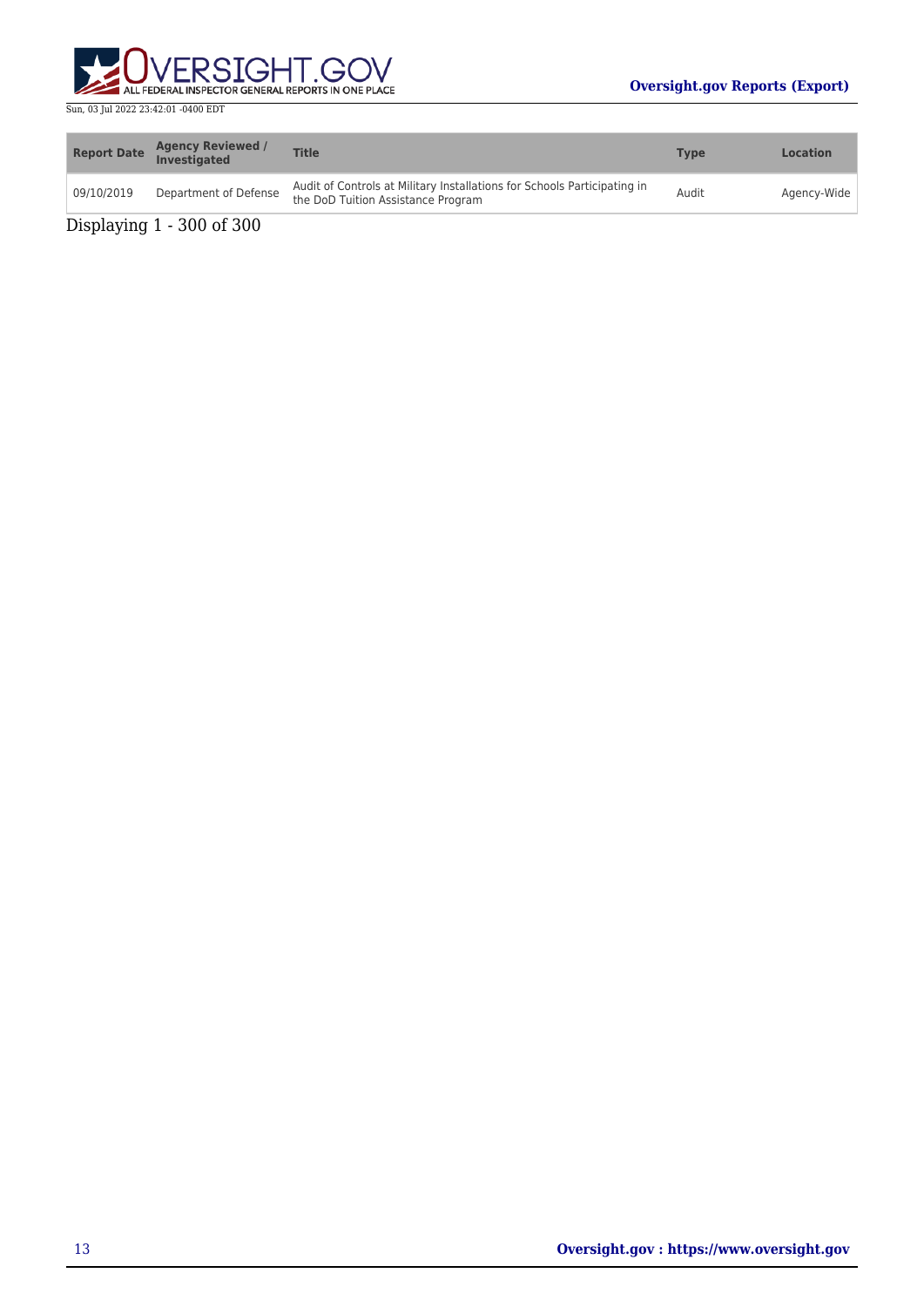| Report Date | Agency Reviewed / Investigated | Title | Type | Location |
|---|---|---|---|---|
| 09/10/2019 | Department of Defense | Audit of Controls at Military Installations for Schools Participating in the DoD Tuition Assistance Program | Audit | Agency-Wide |

Displaying 1 - 300 of 300